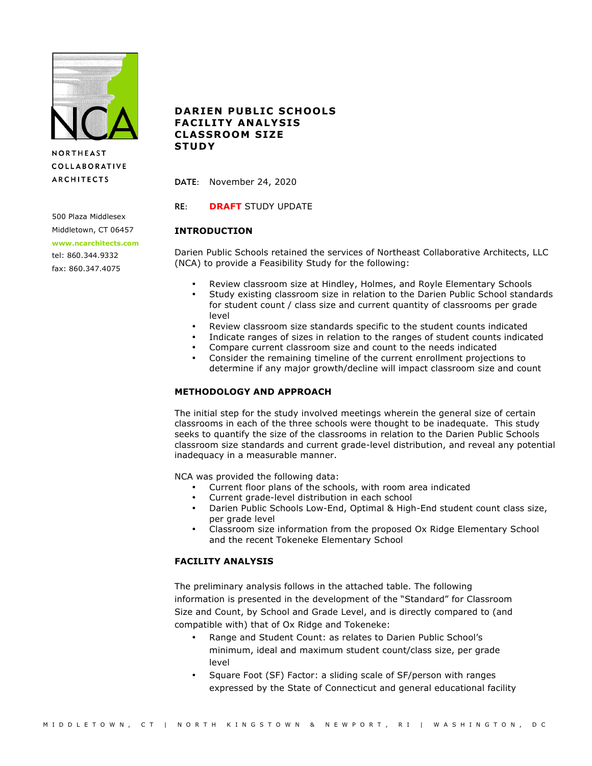NORTHEAST
COLLABORATIVE
ARCHITECTS

500 Plaza Middlesex
Middletown, CT 06457
www.ncarchitects.com
tel: 860.344.9332
fax: 860.347.4075

# DARIEN PUBLIC SCHOOLS FACILITY ANALYSIS CLASSROOM SIZE STUDY

**DATE**: November 24, 2020

**RE**: **DRAFT** STUDY UPDATE

## INTRODUCTION

Darien Public Schools retained the services of Northeast Collaborative Architects, LLC (NCA) to provide a Feasibility Study for the following:

- Review classroom size at Hindley, Holmes, and Royle Elementary Schools
- Study existing classroom size in relation to the Darien Public School standards for student count / class size and current quantity of classrooms per grade level
- Review classroom size standards specific to the student counts indicated
- Indicate ranges of sizes in relation to the ranges of student counts indicated
- Compare current classroom size and count to the needs indicated
- Consider the remaining timeline of the current enrollment projections to determine if any major growth/decline will impact classroom size and count

## METHODOLOGY AND APPROACH

The initial step for the study involved meetings wherein the general size of certain classrooms in each of the three schools were thought to be inadequate. This study seeks to quantify the size of the classrooms in relation to the Darien Public Schools classroom size standards and current grade-level distribution, and reveal any potential inadequacy in a measurable manner.

NCA was provided the following data:

- Current floor plans of the schools, with room area indicated
- Current grade-level distribution in each school
- Darien Public Schools Low-End, Optimal & High-End student count class size, per grade level
- Classroom size information from the proposed Ox Ridge Elementary School and the recent Tokeneke Elementary School

## FACILITY ANALYSIS

The preliminary analysis follows in the attached table. The following information is presented in the development of the "Standard" for Classroom Size and Count, by School and Grade Level, and is directly compared to (and compatible with) that of Ox Ridge and Tokeneke:

- Range and Student Count: as relates to Darien Public School's minimum, ideal and maximum student count/class size, per grade level
- Square Foot (SF) Factor: a sliding scale of SF/person with ranges expressed by the State of Connecticut and general educational facility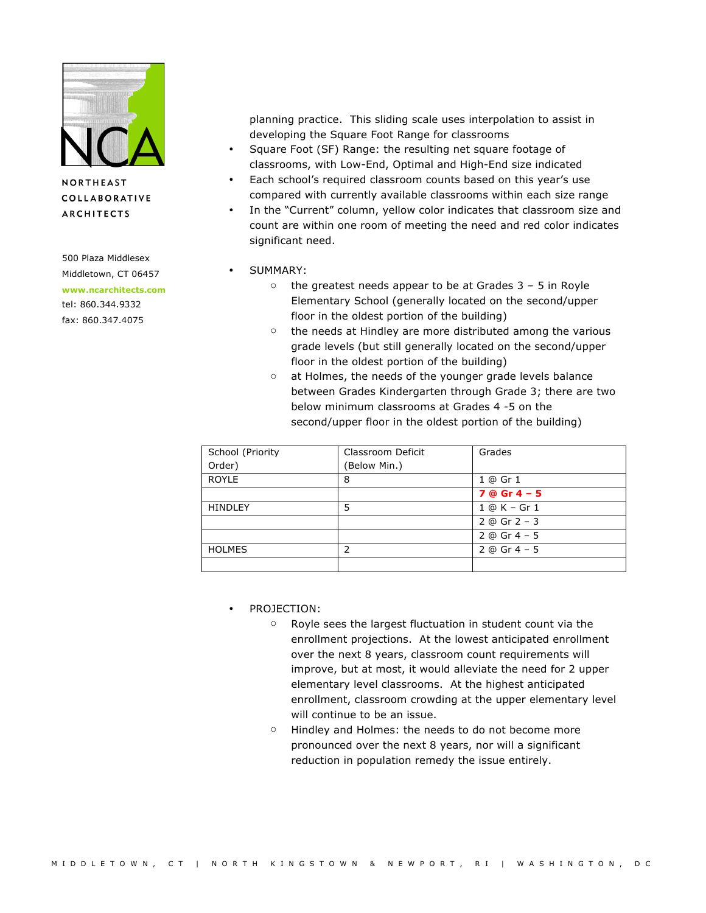planning practice. This sliding scale uses interpolation to assist in developing the Square Foot Range for classrooms

- Square Foot (SF) Range: the resulting net square footage of classrooms, with Low-End, Optimal and High-End size indicated
- Each school's required classroom counts based on this year's use compared with currently available classrooms within each size range
- In the "Current" column, yellow color indicates that classroom size and count are within one room of meeting the need and red color indicates significant need.

- SUMMARY:
  - the greatest needs appear to be at Grades 3 – 5 in Royle Elementary School (generally located on the second/upper floor in the oldest portion of the building)
  - the needs at Hindley are more distributed among the various grade levels (but still generally located on the second/upper floor in the oldest portion of the building)
  - at Holmes, the needs of the younger grade levels balance between Grades Kindergarten through Grade 3; there are two below minimum classrooms at Grades 4 -5 on the second/upper floor in the oldest portion of the building)

| School (Priority Order) | Classroom Deficit (Below Min.) | Grades |
|---|---|---|
| ROYLE | 8 | 1 @ Gr 1 |
| | | **7 @ Gr 4 – 5** |
| HINDLEY | 5 | 1 @ K – Gr 1 |
| | | 2 @ Gr 2 – 3 |
| | | 2 @ Gr 4 – 5 |
| HOLMES | 2 | 2 @ Gr 4 – 5 |
| | | |

- PROJECTION:
  - Royle sees the largest fluctuation in student count via the enrollment projections. At the lowest anticipated enrollment over the next 8 years, classroom count requirements will improve, but at most, it would alleviate the need for 2 upper elementary level classrooms. At the highest anticipated enrollment, classroom crowding at the upper elementary level will continue to be an issue.
  - Hindley and Holmes: the needs to do not become more pronounced over the next 8 years, nor will a significant reduction in population remedy the issue entirely.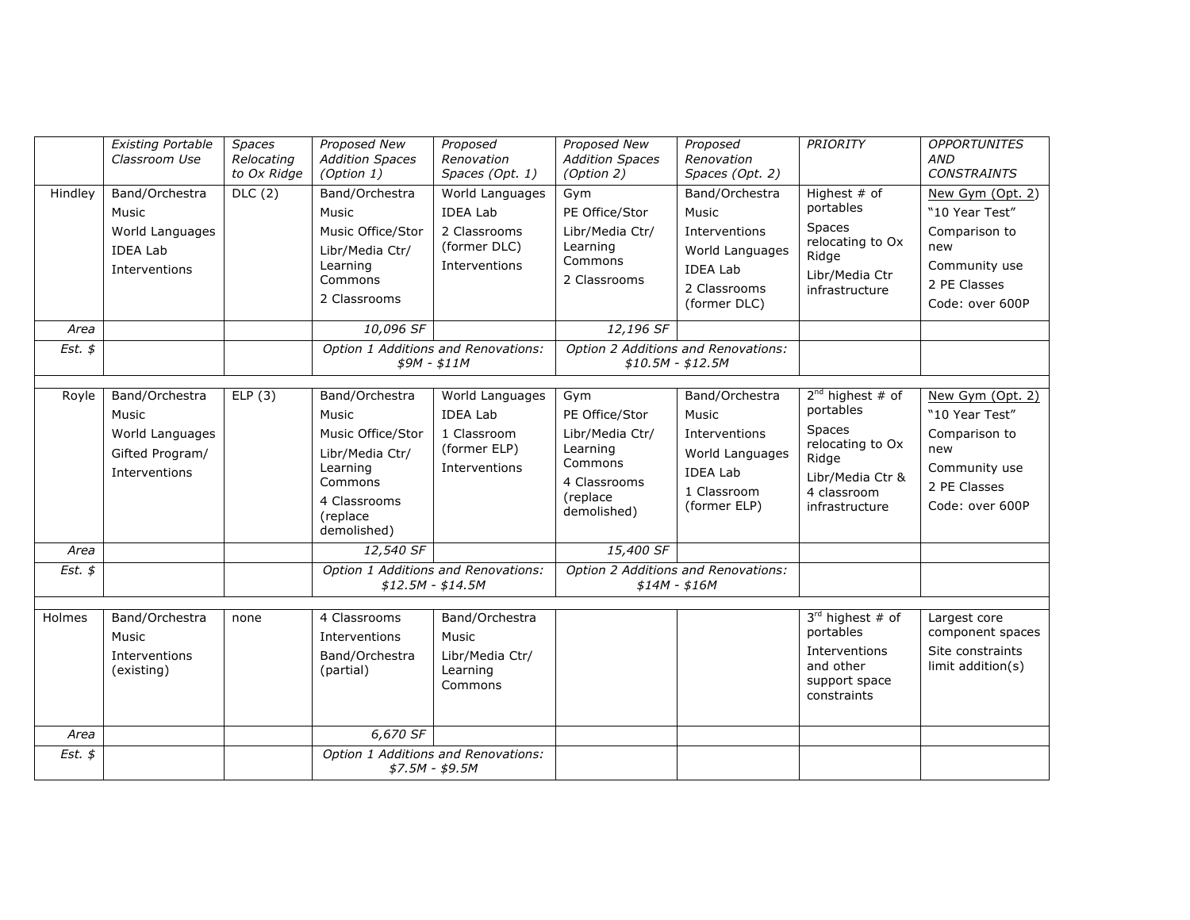| | *Existing Portable Classroom Use* | *Spaces Relocating to Ox Ridge* | *Proposed New Addition Spaces (Option 1)* | *Proposed Renovation Spaces (Opt. 1)* | *Proposed New Addition Spaces (Option 2)* | *Proposed Renovation Spaces (Opt. 2)* | *PRIORITY* | *OPPORTUNITES AND CONSTRAINTS* |
|---|---|---|---|---|---|---|---|---|
| Hindley | Band/Orchestra<br>Music<br>World Languages<br>IDEA Lab<br>Interventions | DLC (2) | Band/Orchestra<br>Music<br>Music Office/Stor<br>Libr/Media Ctr/ Learning Commons<br>2 Classrooms | World Languages<br>IDEA Lab<br>2 Classrooms (former DLC)<br>Interventions | Gym<br>PE Office/Stor<br>Libr/Media Ctr/ Learning Commons<br>2 Classrooms | Band/Orchestra<br>Music<br>Interventions<br>World Languages<br>IDEA Lab<br>2 Classrooms (former DLC) | Highest # of portables<br>Spaces relocating to Ox Ridge<br>Libr/Media Ctr infrastructure | New Gym (Opt. 2)<br>"10 Year Test"<br>Comparison to new<br>Community use<br>2 PE Classes<br>Code: over 600P |
| *Area* | | | *10,096 SF* | | *12,196 SF* | | | |
| *Est. $* | | | *Option 1 Additions and Renovations: $9M - $11M* | | *Option 2 Additions and Renovations: $10.5M - $12.5M* | | | |
| | | | | | | | | |
| Royle | Band/Orchestra<br>Music<br>World Languages<br>Gifted Program/<br>Interventions | ELP (3) | Band/Orchestra<br>Music<br>Music Office/Stor<br>Libr/Media Ctr/ Learning Commons<br>4 Classrooms (replace demolished) | World Languages<br>IDEA Lab<br>1 Classroom (former ELP)<br>Interventions | Gym<br>PE Office/Stor<br>Libr/Media Ctr/ Learning Commons<br>4 Classrooms (replace demolished) | Band/Orchestra<br>Music<br>Interventions<br>World Languages<br>IDEA Lab<br>1 Classroom (former ELP) | 2nd highest # of portables<br>Spaces relocating to Ox Ridge<br>Libr/Media Ctr & 4 classroom infrastructure | New Gym (Opt. 2)<br>"10 Year Test"<br>Comparison to new<br>Community use<br>2 PE Classes<br>Code: over 600P |
| *Area* | | | *12,540 SF* | | *15,400 SF* | | | |
| *Est. $* | | | *Option 1 Additions and Renovations: $12.5M - $14.5M* | | *Option 2 Additions and Renovations: $14M - $16M* | | | |
| | | | | | | | | |
| Holmes | Band/Orchestra<br>Music<br>Interventions (existing) | none | 4 Classrooms<br>Interventions<br>Band/Orchestra (partial) | Band/Orchestra<br>Music<br>Libr/Media Ctr/ Learning Commons | | | 3rd highest # of portables<br>Interventions and other support space constraints | Largest core component spaces<br>Site constraints limit addition(s) |
| *Area* | | | *6,670 SF* | | | | | |
| *Est. $* | | | *Option 1 Additions and Renovations: $7.5M - $9.5M* | | | | | |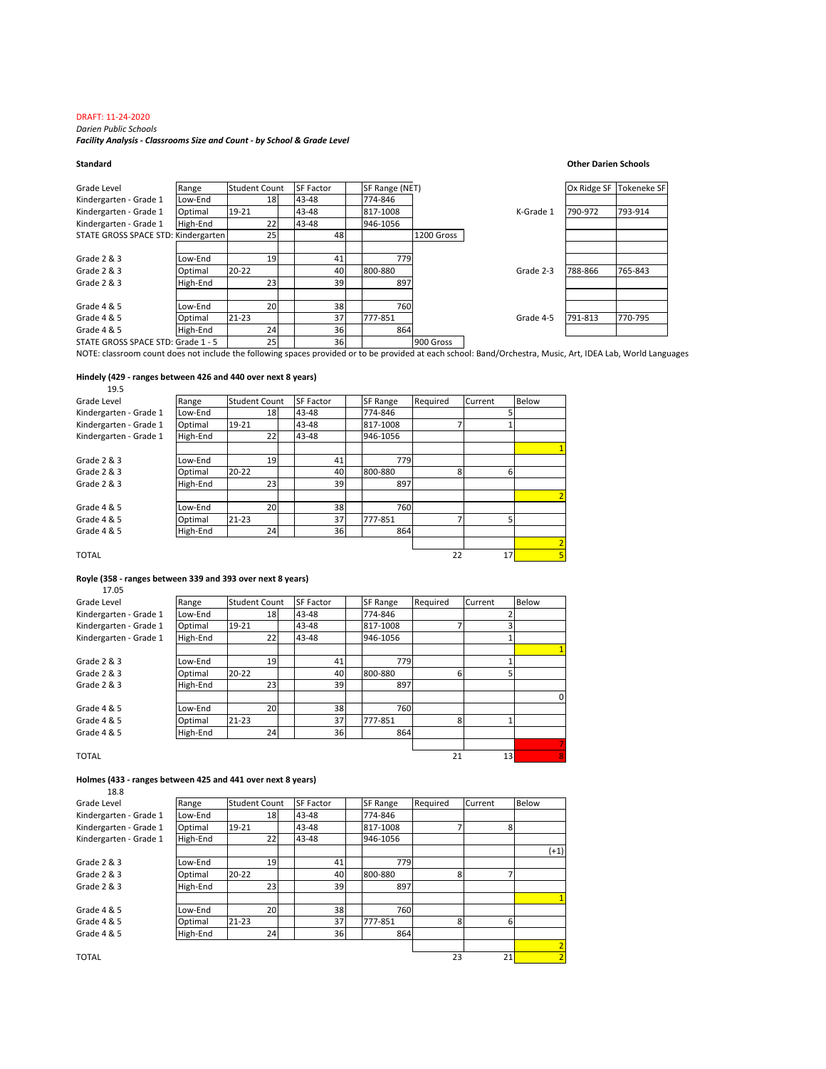DRAFT: 11-24-2020

*Darien Public Schools*

***Facility Analysis - Classrooms Size and Count - by School & Grade Level***

**Standard**

| Grade Level | Range | Student Count | SF Factor | SF Range (NET) | |
|---|---|---|---|---|---|
| Kindergarten - Grade 1 | Low-End | 18 | 43-48 | 774-846 | |
| Kindergarten - Grade 1 | Optimal | 19-21 | 43-48 | 817-1008 | |
| Kindergarten - Grade 1 | High-End | 22 | 43-48 | 946-1056 | |
| STATE GROSS SPACE STD: Kindergarten | | 25 | 48 | | 1200 Gross |
| | | | | | |
| Grade 2 & 3 | Low-End | 19 | 41 | 779 | |
| Grade 2 & 3 | Optimal | 20-22 | 40 | 800-880 | |
| Grade 2 & 3 | High-End | 23 | 39 | 897 | |
| | | | | | |
| Grade 4 & 5 | Low-End | 20 | 38 | 760 | |
| Grade 4 & 5 | Optimal | 21-23 | 37 | 777-851 | |
| Grade 4 & 5 | High-End | 24 | 36 | 864 | |
| STATE GROSS SPACE STD: Grade 1 - 5 | | 25 | 36 | | 900 Gross |

**Other Darien Schools**

| | Ox Ridge SF | Tokeneke SF |
|---|---|---|
| K-Grade 1 | 790-972 | 793-914 |
| Grade 2-3 | 788-866 | 765-843 |
| Grade 4-5 | 791-813 | 770-795 |

NOTE: classroom count does not include the following spaces provided or to be provided at each school: Band/Orchestra, Music, Art, IDEA Lab, World Languages

**Hindely (429 - ranges between 426 and 440 over next 8 years)**

19.5

| Grade Level | Range | Student Count | SF Factor | SF Range | Required | Current | Below |
|---|---|---|---|---|---|---|---|
| Kindergarten - Grade 1 | Low-End | 18 | 43-48 | 774-846 | | 5 | |
| Kindergarten - Grade 1 | Optimal | 19-21 | 43-48 | 817-1008 | 7 | 1 | |
| Kindergarten - Grade 1 | High-End | 22 | 43-48 | 946-1056 | | | |
| | | | | | | | 1 |
| Grade 2 & 3 | Low-End | 19 | 41 | 779 | | | |
| Grade 2 & 3 | Optimal | 20-22 | 40 | 800-880 | 8 | 6 | |
| Grade 2 & 3 | High-End | 23 | 39 | 897 | | | |
| | | | | | | | 2 |
| Grade 4 & 5 | Low-End | 20 | 38 | 760 | | | |
| Grade 4 & 5 | Optimal | 21-23 | 37 | 777-851 | 7 | 5 | |
| Grade 4 & 5 | High-End | 24 | 36 | 864 | | | |
| | | | | | | | 2 |
| TOTAL | | | | | 22 | 17 | 5 |

**Royle (358 - ranges between 339 and 393 over next 8 years)**

17.05

| Grade Level | Range | Student Count | SF Factor | SF Range | Required | Current | Below |
|---|---|---|---|---|---|---|---|
| Kindergarten - Grade 1 | Low-End | 18 | 43-48 | 774-846 | | 2 | |
| Kindergarten - Grade 1 | Optimal | 19-21 | 43-48 | 817-1008 | 7 | 3 | |
| Kindergarten - Grade 1 | High-End | 22 | 43-48 | 946-1056 | | 1 | |
| | | | | | | | 1 |
| Grade 2 & 3 | Low-End | 19 | 41 | 779 | | 1 | |
| Grade 2 & 3 | Optimal | 20-22 | 40 | 800-880 | 6 | 5 | |
| Grade 2 & 3 | High-End | 23 | 39 | 897 | | | |
| | | | | | | | 0 |
| Grade 4 & 5 | Low-End | 20 | 38 | 760 | | | |
| Grade 4 & 5 | Optimal | 21-23 | 37 | 777-851 | 8 | 1 | |
| Grade 4 & 5 | High-End | 24 | 36 | 864 | | | |
| | | | | | | | 7 |
| TOTAL | | | | | 21 | 13 | 8 |

**Holmes (433 - ranges between 425 and 441 over next 8 years)**

18.8

| Grade Level | Range | Student Count | SF Factor | SF Range | Required | Current | Below |
|---|---|---|---|---|---|---|---|
| Kindergarten - Grade 1 | Low-End | 18 | 43-48 | 774-846 | | | |
| Kindergarten - Grade 1 | Optimal | 19-21 | 43-48 | 817-1008 | 7 | 8 | |
| Kindergarten - Grade 1 | High-End | 22 | 43-48 | 946-1056 | | | |
| | | | | | | | (+1) |
| Grade 2 & 3 | Low-End | 19 | 41 | 779 | | | |
| Grade 2 & 3 | Optimal | 20-22 | 40 | 800-880 | 8 | 7 | |
| Grade 2 & 3 | High-End | 23 | 39 | 897 | | | |
| | | | | | | | 1 |
| Grade 4 & 5 | Low-End | 20 | 38 | 760 | | | |
| Grade 4 & 5 | Optimal | 21-23 | 37 | 777-851 | 8 | 6 | |
| Grade 4 & 5 | High-End | 24 | 36 | 864 | | | |
| | | | | | | | 2 |
| TOTAL | | | | | 23 | 21 | 2 |